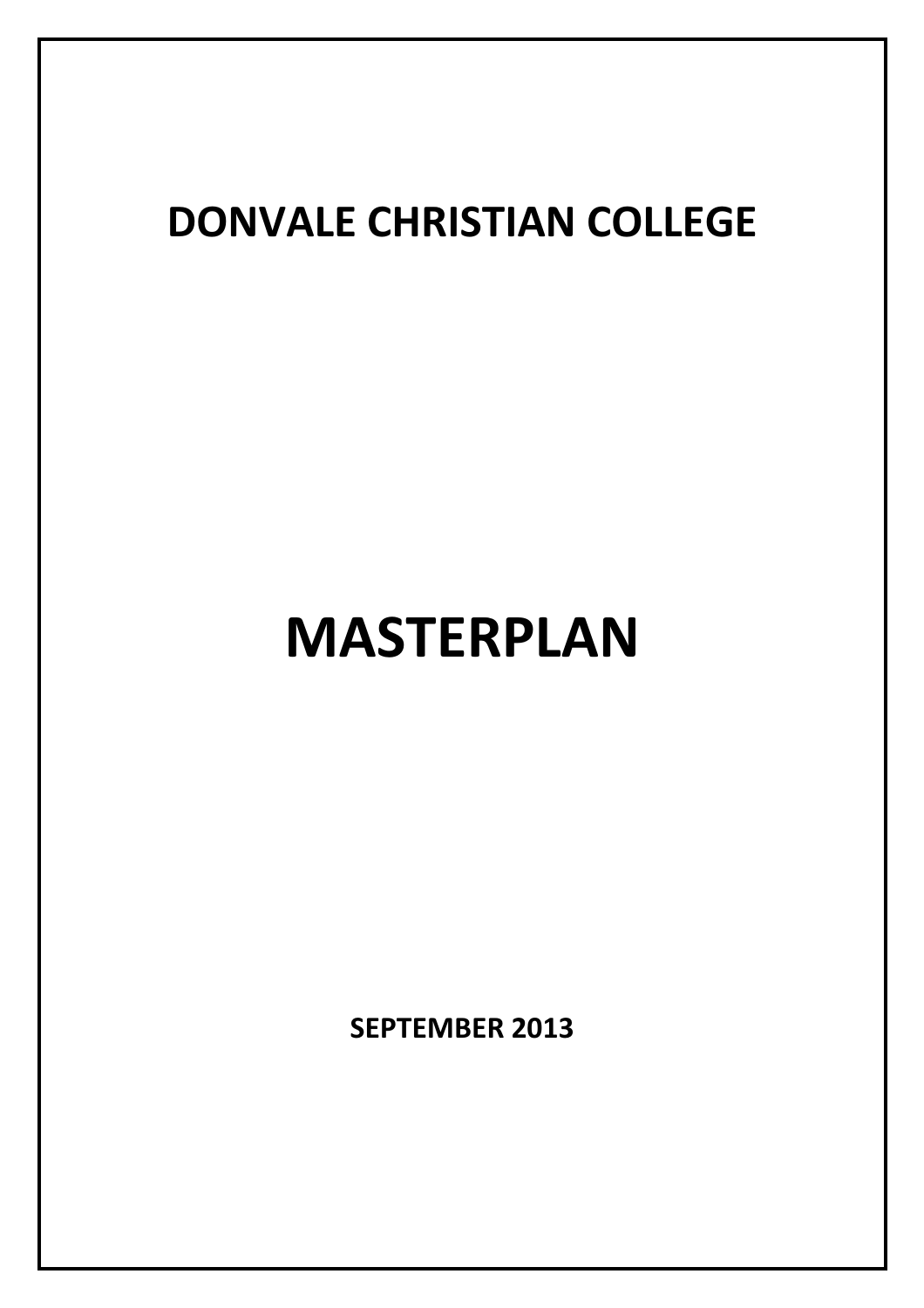# DONVALE CHRISTIAN COLLEGE

# MASTERPLAN

**SEPTEMBER 2013**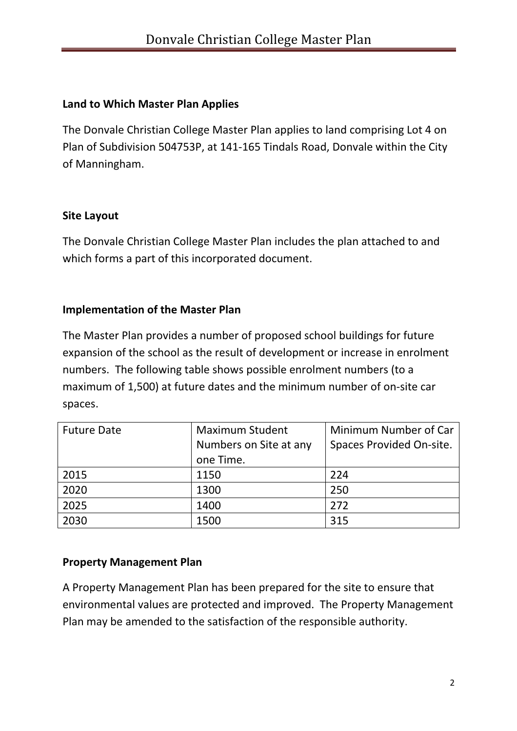### Land to Which Master Plan Applies

The Donvale Christian College Master Plan applies to land comprising Lot 4 on Plan of Subdivision 504753P, at 141-165 Tindals Road, Donvale within the City of Manningham.

### Site Layout

The Donvale Christian College Master Plan includes the plan attached to and which forms a part of this incorporated document.

### Implementation of the Master Plan

The Master Plan provides a number of proposed school buildings for future expansion of the school as the result of development or increase in enrolment numbers. The following table shows possible enrolment numbers (to a maximum of 1,500) at future dates and the minimum number of on-site car spaces.

| Future Date | Maximum Student Numbers on Site at any one Time. | Minimum Number of Car Spaces Provided On-site. |
|---|---|---|
| 2015 | 1150 | 224 |
| 2020 | 1300 | 250 |
| 2025 | 1400 | 272 |
| 2030 | 1500 | 315 |

### Property Management Plan

A Property Management Plan has been prepared for the site to ensure that environmental values are protected and improved. The Property Management Plan may be amended to the satisfaction of the responsible authority.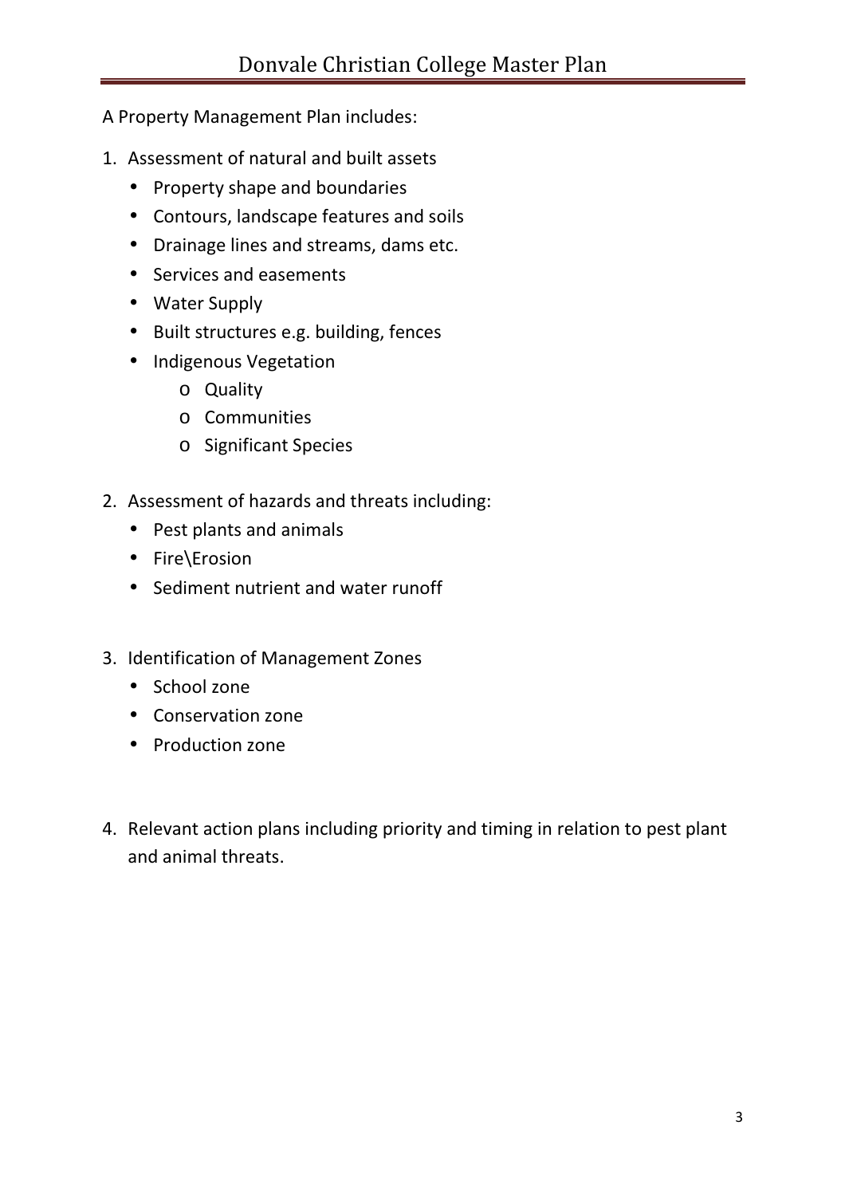A Property Management Plan includes:

1. Assessment of natural and built assets
   - Property shape and boundaries
   - Contours, landscape features and soils
   - Drainage lines and streams, dams etc.
   - Services and easements
   - Water Supply
   - Built structures e.g. building, fences
   - Indigenous Vegetation
     - Quality
     - Communities
     - Significant Species

2. Assessment of hazards and threats including:
   - Pest plants and animals
   - Fire\Erosion
   - Sediment nutrient and water runoff

3. Identification of Management Zones
   - School zone
   - Conservation zone
   - Production zone

4. Relevant action plans including priority and timing in relation to pest plant and animal threats.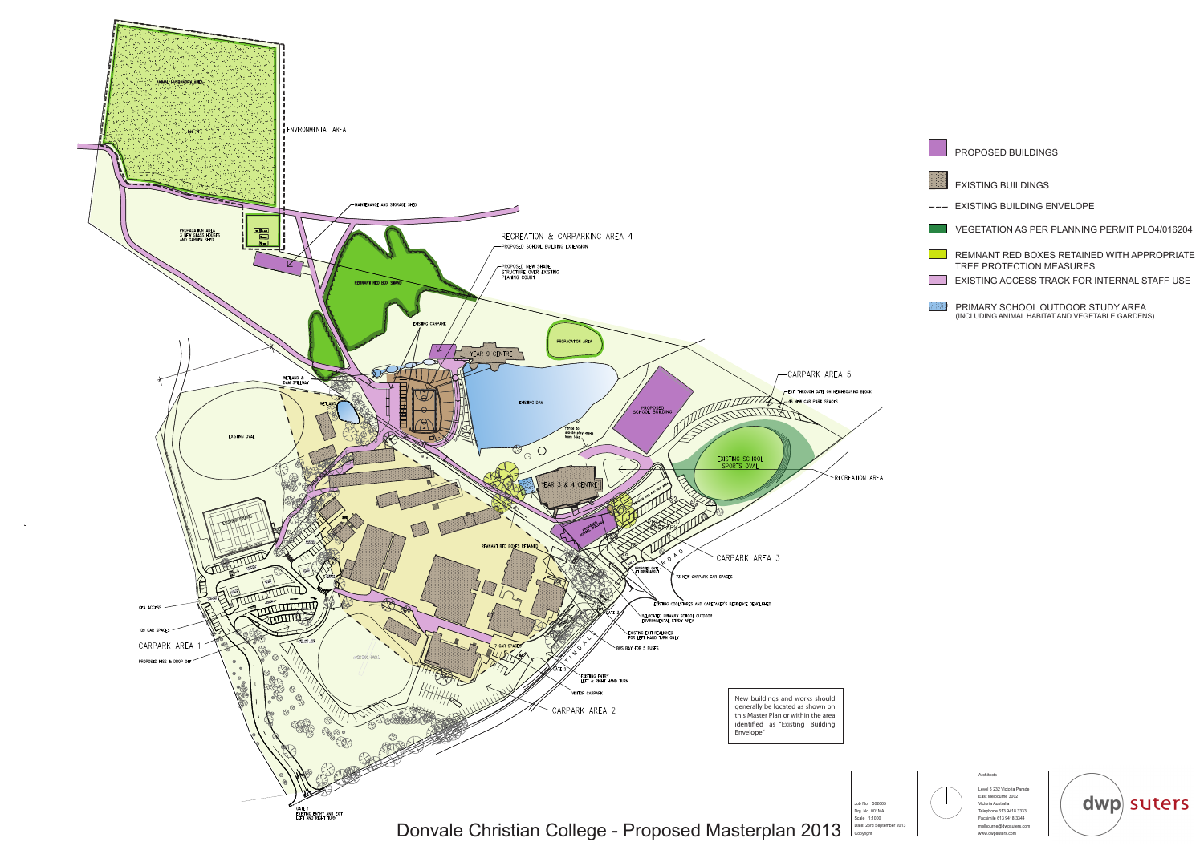# Donvale Christian College - Proposed Masterplan 2013

PROPOSED BUILDINGS

EXISTING BUILDINGS

EXISTING BUILDING ENVELOPE

VEGETATION AS PER PLANNING PERMIT PLO4/016204

REMNANT RED BOXES RETAINED WITH APPROPRIATE TREE PROTECTION MEASURES

EXISTING ACCESS TRACK FOR INTERNAL STAFF USE

PRIMARY SCHOOL OUTDOOR STUDY AREA (INCLUDING ANIMAL HABITAT AND VEGETABLE GARDENS)

ENVIRONMENTAL AREA

ANIMAL HUSBANDRY AREA

MAINTENANCE AND STORAGE SHED

PROPAGATION AREA 3 NEW GLASS HOUSES AND GARDEN SHED

RECREATION & CARPARKING AREA 4

PROPOSED SCHOOL BUILDING EXTENSION

PROPOSED NEW SHADE STRUCTURE OVER EXISTING PLAYING COURT

REMNANT RED BOX STAND

EXISTING CARPARK

YEAR 9 CENTRE

PROPAGATION AREA

WETLAND & DAM SPILLWAY

WETLAND

EXISTING DAM

PROPOSED SCHOOL BUILDING

CARPARK AREA 5

EXIT THROUGH GATE ON NEIGHBOURING BLOCK

NEW CAR PARK SPACES

EXISTING SCHOOL SPORTS OVAL

RECREATION AREA

EXISTING OVAL

YEAR 3 & 4 CENTRE

EXISTING COURTS

REMNANT RED BOXES RETAINED

CARPARK AREA 3

PROPOSED GATE 4 AT NEIGHBOUR

73 NEW CARPARK CAR SPACES

EXISTING COOLSTORES AND CARETAKER'S RESIDENCE DEMOLISHED

RELOCATED PRIMARY SCHOOL OUTDOOR ENVIRONMENTAL STUDY AREA

EXISTING EXIT REALIGNED FOR LEFT HAND TURN ONLY

BUS BAY FOR 5 BUSES

GATE 3

GATE 2

7 CAR SPACES

EXISTING ENTRY LEFT & RIGHT HAND TURN

VISITOR CARPARK

CARPARK AREA 2

CFA ACCESS

109 CAR SPACES

CARPARK AREA 1

PROPOSED KISS & DROP OFF

GATE 1 EXISTING ENTRY AND EXIT LEFT AND RIGHT TURN

TINDALS ROAD

New buildings and works should generally be located as shown on this Master Plan or within the area identified as "Existing Building Envelope"

Job No. 502665
Drg. No. 001MA
Scale 1:1000
Date: 23rd September 2013
Copyright

Architects
Level 6 232 Victoria Parade
East Melbourne 3002
Victoria Australia
Telephone 613 9418 3333
Facsimile 613 9418 3344
melbourne@dwpsuters.com
www.dwpsuters.com

dwp suters